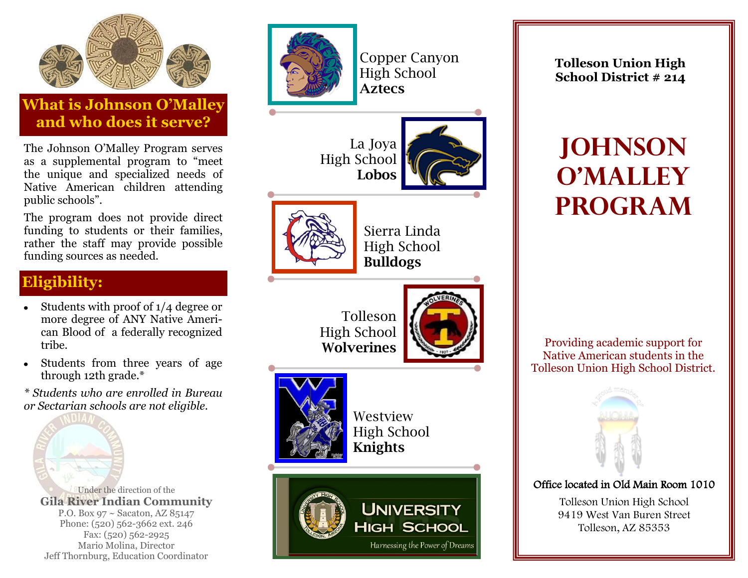## What is Johnson O'Malley and who does it serve?

The Johnson O'Malley Program serves as a supplemental program to "meet the unique and specialized needs of Native American children attending public schools".

The program does not provide direct funding to students or their families, rather the staff may provide possible funding sources as needed.

## Eligibility:

- Students with proof of 1/4 degree or more degree of ANY Native American Blood of a federally recognized tribe.
- Students from three years of age through 12th grade.*

*\* Students who are enrolled in Bureau or Sectarian schools are not eligible.*

Under the direction of the

**Gila River Indian Community**
P.O. Box 97 ~ Sacaton, AZ 85147
Phone: (520) 562-3662 ext. 246
Fax: (520) 562-2925
Mario Molina, Director
Jeff Thornburg, Education Coordinator

Copper Canyon High School **Aztecs**

La Joya High School **Lobos**

Sierra Linda High School **Bulldogs**

Tolleson High School **Wolverines**

Westview High School **Knights**

University High School
Harnessing the Power of Dreams

**Tolleson Union High School District # 214**

# JOHNSON O'MALLEY PROGRAM

Providing academic support for Native American students in the Tolleson Union High School District.

Office located in Old Main Room 1010

Tolleson Union High School
9419 West Van Buren Street
Tolleson, AZ 85353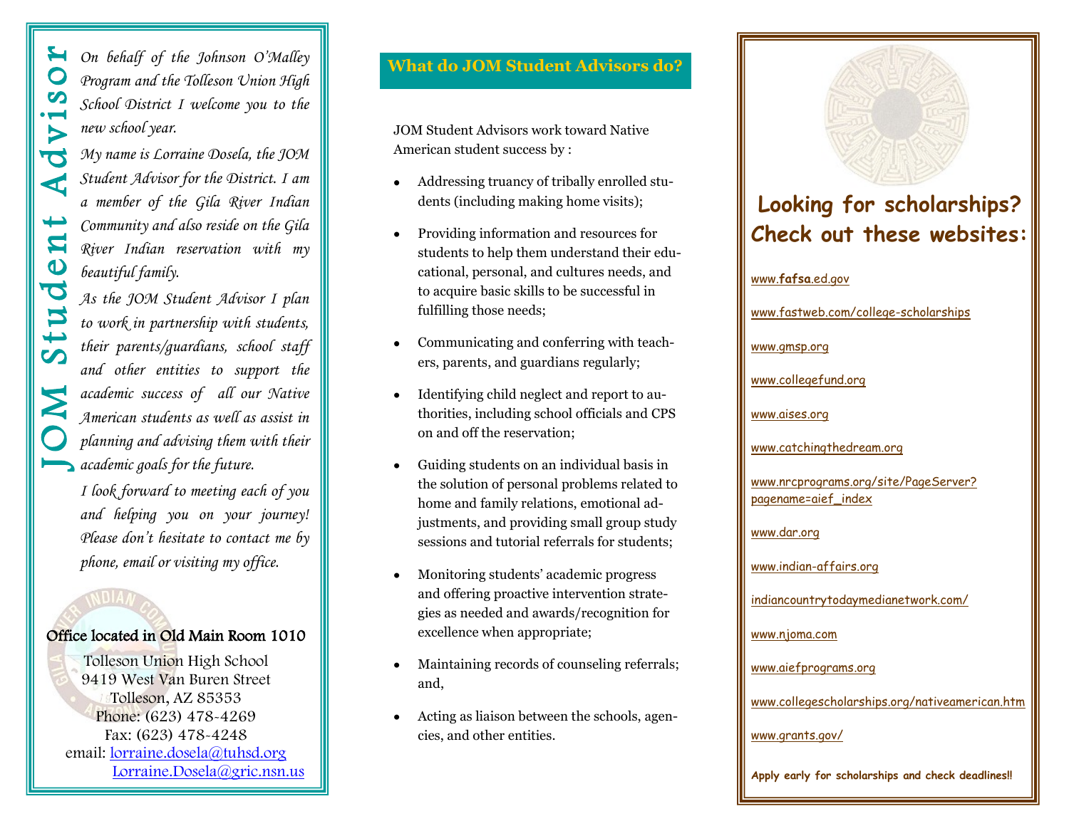# JOM Student Advisor

*On behalf of the Johnson O'Malley Program and the Tolleson Union High School District I welcome you to the new school year.*

*My name is Lorraine Dosela, the JOM Student Advisor for the District. I am a member of the Gila River Indian Community and also reside on the Gila River Indian reservation with my beautiful family.*

*As the JOM Student Advisor I plan to work in partnership with students, their parents/guardians, school staff and other entities to support the academic success of all our Native American students as well as assist in planning and advising them with their academic goals for the future.*

*I look forward to meeting each of you and helping you on your journey! Please don't hesitate to contact me by phone, email or visiting my office.*

**Office located in Old Main Room 1010**

Tolleson Union High School
9419 West Van Buren Street
Tolleson, AZ 85353
Phone: (623) 478-4269
Fax: (623) 478-4248
email: lorraine.dosela@tuhsd.org
Lorraine.Dosela@gric.nsn.us

## What do JOM Student Advisors do?

JOM Student Advisors work toward Native American student success by :

- Addressing truancy of tribally enrolled students (including making home visits);
- Providing information and resources for students to help them understand their educational, personal, and cultures needs, and to acquire basic skills to be successful in fulfilling those needs;
- Communicating and conferring with teachers, parents, and guardians regularly;
- Identifying child neglect and report to authorities, including school officials and CPS on and off the reservation;
- Guiding students on an individual basis in the solution of personal problems related to home and family relations, emotional adjustments, and providing small group study sessions and tutorial referrals for students;
- Monitoring students' academic progress and offering proactive intervention strategies as needed and awards/recognition for excellence when appropriate;
- Maintaining records of counseling referrals; and,
- Acting as liaison between the schools, agencies, and other entities.

## Looking for scholarships? Check out these websites:

www.**fafsa**.ed.gov

www.fastweb.com/college-scholarships

www.gmsp.org

www.collegefund.org

www.aises.org

www.catchingthedream.org

www.nrcprograms.org/site/PageServer?pagename=aief_index

www.dar.org

www.indian-affairs.org

indiancountrytodaymedianetwork.com/

www.njoma.com

www.aiefprograms.org

www.collegescholarships.org/nativeamerican.htm

www.grants.gov/

**Apply early for scholarships and check deadlines!!**